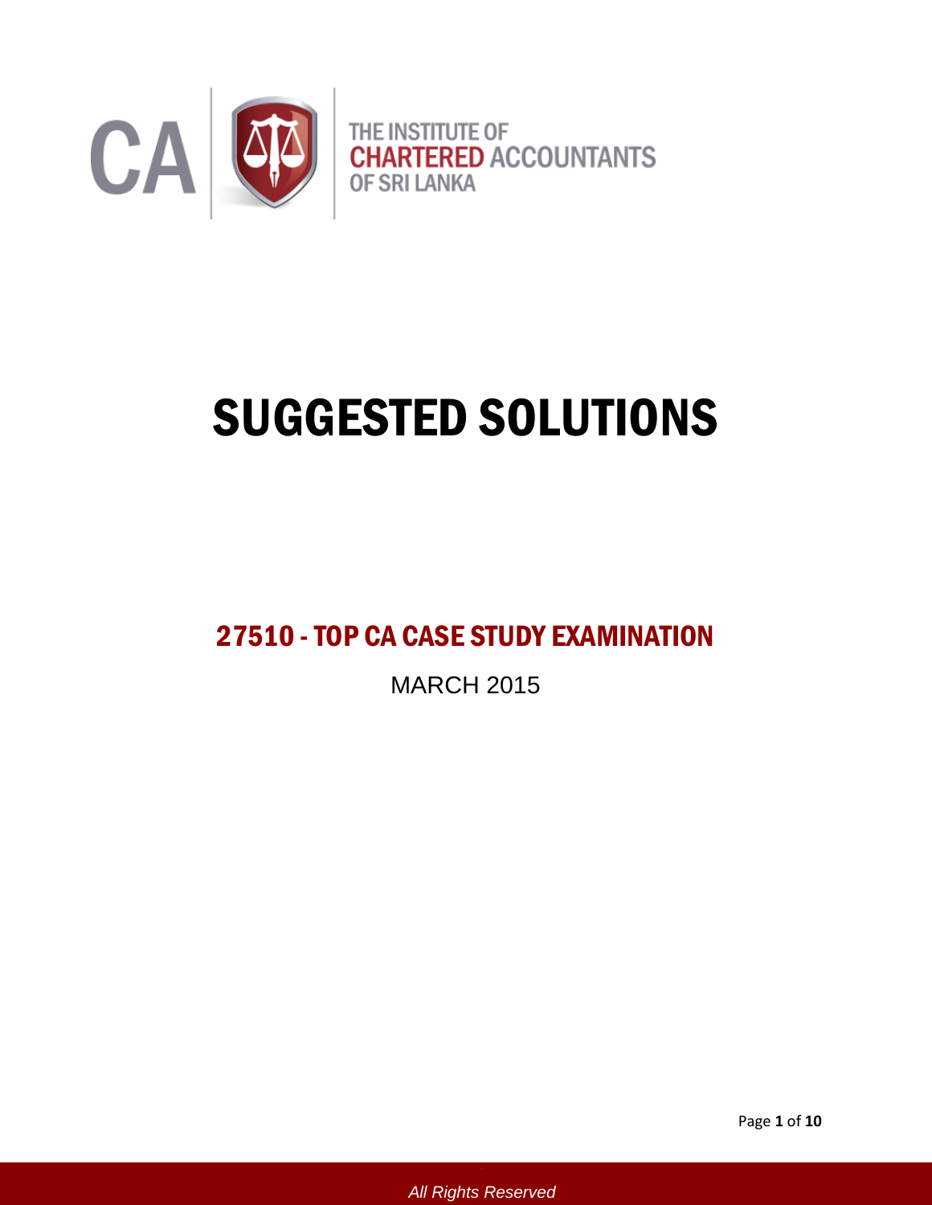THE INSTITUTE OF
CHARTERED ACCOUNTANTS
OF SRI LANKA

# SUGGESTED SOLUTIONS

## 27510 - TOP CA CASE STUDY EXAMINATION

MARCH 2015

All Rights Reserved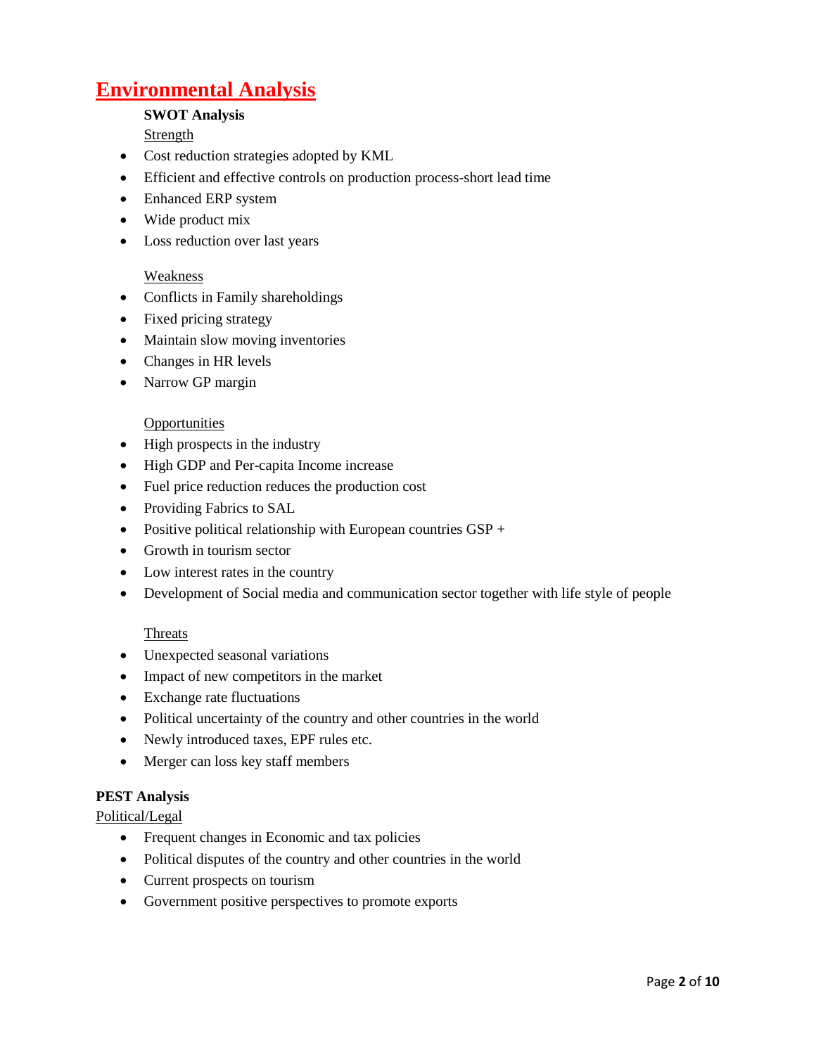# Environmental Analysis

**SWOT Analysis**

Strength

- Cost reduction strategies adopted by KML
- Efficient and effective controls on production process-short lead time
- Enhanced ERP system
- Wide product mix
- Loss reduction over last years

Weakness

- Conflicts in Family shareholdings
- Fixed pricing strategy
- Maintain slow moving inventories
- Changes in HR levels
- Narrow GP margin

Opportunities

- High prospects in the industry
- High GDP and Per-capita Income increase
- Fuel price reduction reduces the production cost
- Providing Fabrics to SAL
- Positive political relationship with European countries GSP +
- Growth in tourism sector
- Low interest rates in the country
- Development of Social media and communication sector together with life style of people

Threats

- Unexpected seasonal variations
- Impact of new competitors in the market
- Exchange rate fluctuations
- Political uncertainty of the country and other countries in the world
- Newly introduced taxes, EPF rules etc.
- Merger can loss key staff members

**PEST Analysis**

Political/Legal

- Frequent changes in Economic and tax policies
- Political disputes of the country and other countries in the world
- Current prospects on tourism
- Government positive perspectives to promote exports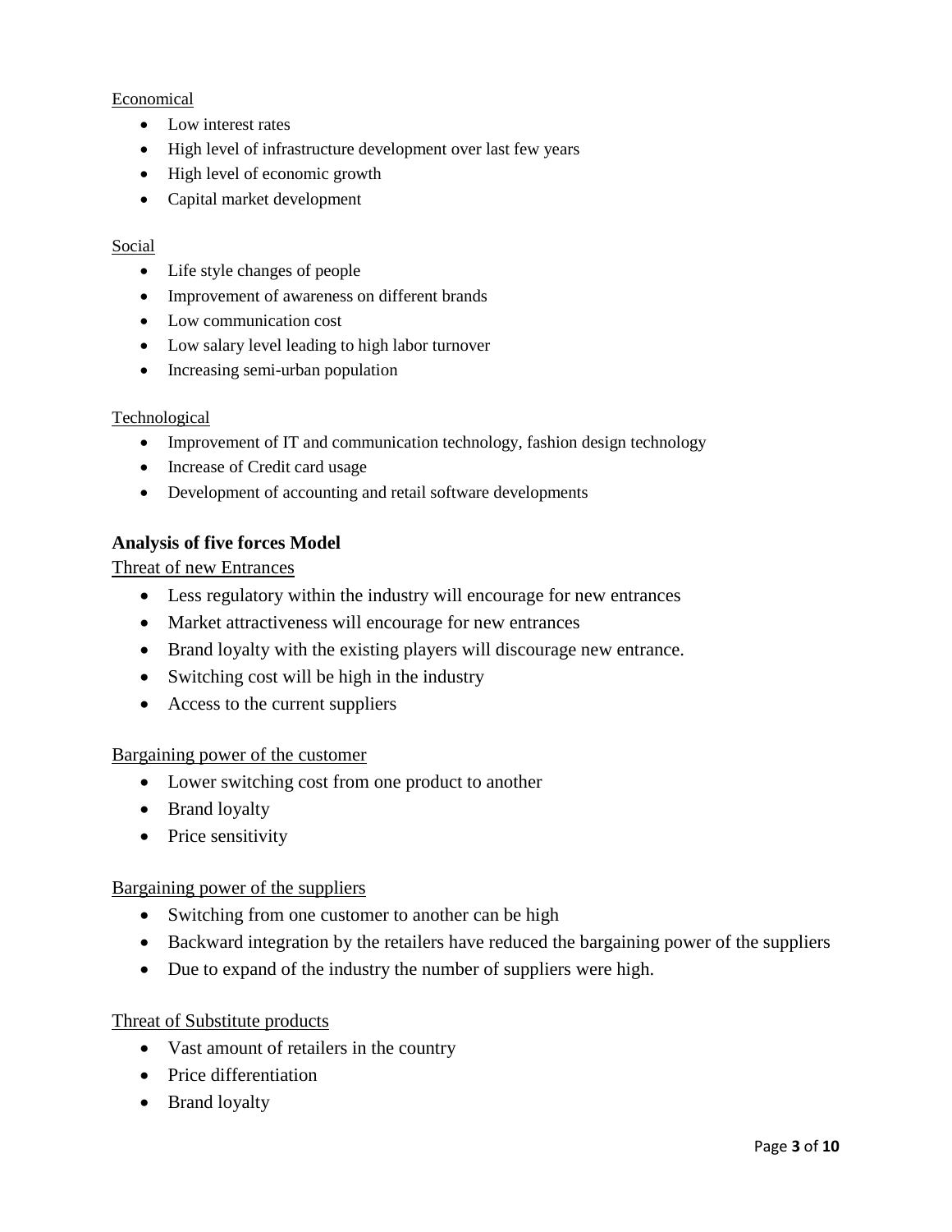Economical

- Low interest rates
- High level of infrastructure development over last few years
- High level of economic growth
- Capital market development

Social

- Life style changes of people
- Improvement of awareness on different brands
- Low communication cost
- Low salary level leading to high labor turnover
- Increasing semi-urban population

Technological

- Improvement of IT and communication technology, fashion design technology
- Increase of Credit card usage
- Development of accounting and retail software developments

**Analysis of five forces Model**

Threat of new Entrances

- Less regulatory within the industry will encourage for new entrances
- Market attractiveness will encourage for new entrances
- Brand loyalty with the existing players will discourage new entrance.
- Switching cost will be high in the industry
- Access to the current suppliers

Bargaining power of the customer

- Lower switching cost from one product to another
- Brand loyalty
- Price sensitivity

Bargaining power of the suppliers

- Switching from one customer to another can be high
- Backward integration by the retailers have reduced the bargaining power of the suppliers
- Due to expand of the industry the number of suppliers were high.

Threat of Substitute products

- Vast amount of retailers in the country
- Price differentiation
- Brand loyalty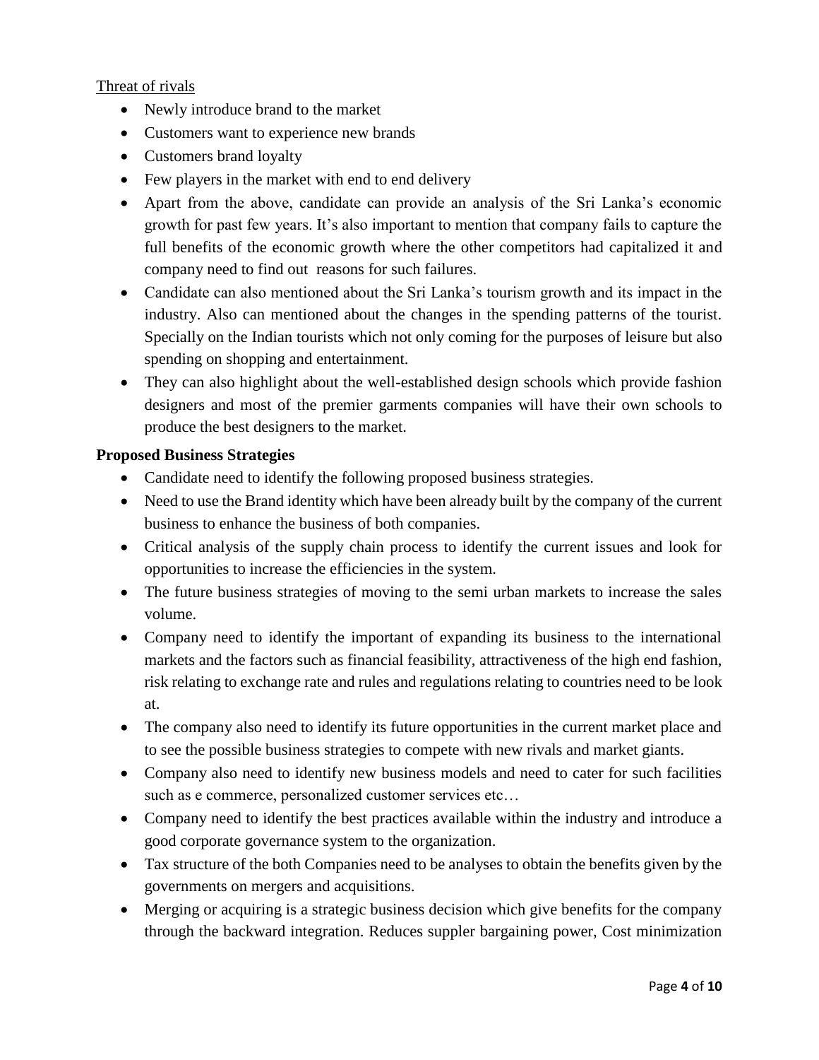Threat of rivals

- Newly introduce brand to the market
- Customers want to experience new brands
- Customers brand loyalty
- Few players in the market with end to end delivery
- Apart from the above, candidate can provide an analysis of the Sri Lanka's economic growth for past few years. It's also important to mention that company fails to capture the full benefits of the economic growth where the other competitors had capitalized it and company need to find out reasons for such failures.
- Candidate can also mentioned about the Sri Lanka's tourism growth and its impact in the industry. Also can mentioned about the changes in the spending patterns of the tourist. Specially on the Indian tourists which not only coming for the purposes of leisure but also spending on shopping and entertainment.
- They can also highlight about the well-established design schools which provide fashion designers and most of the premier garments companies will have their own schools to produce the best designers to the market.

**Proposed Business Strategies**

- Candidate need to identify the following proposed business strategies.
- Need to use the Brand identity which have been already built by the company of the current business to enhance the business of both companies.
- Critical analysis of the supply chain process to identify the current issues and look for opportunities to increase the efficiencies in the system.
- The future business strategies of moving to the semi urban markets to increase the sales volume.
- Company need to identify the important of expanding its business to the international markets and the factors such as financial feasibility, attractiveness of the high end fashion, risk relating to exchange rate and rules and regulations relating to countries need to be look at.
- The company also need to identify its future opportunities in the current market place and to see the possible business strategies to compete with new rivals and market giants.
- Company also need to identify new business models and need to cater for such facilities such as e commerce, personalized customer services etc…
- Company need to identify the best practices available within the industry and introduce a good corporate governance system to the organization.
- Tax structure of the both Companies need to be analyses to obtain the benefits given by the governments on mergers and acquisitions.
- Merging or acquiring is a strategic business decision which give benefits for the company through the backward integration. Reduces suppler bargaining power, Cost minimization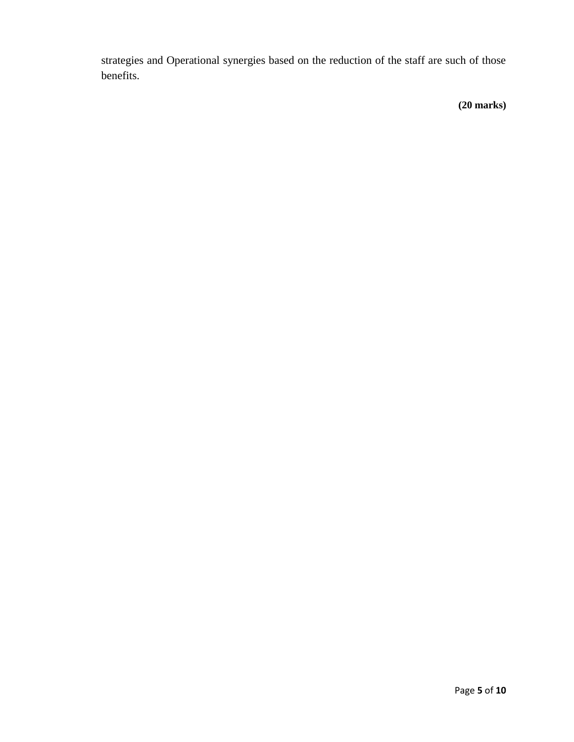strategies and Operational synergies based on the reduction of the staff are such of those benefits.

**(20 marks)**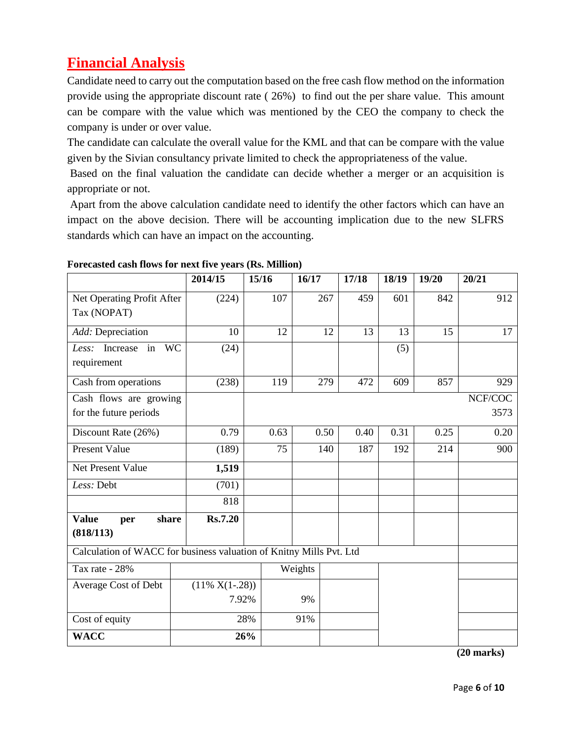# Financial Analysis

Candidate need to carry out the computation based on the free cash flow method on the information provide using the appropriate discount rate ( 26%) to find out the per share value. This amount can be compare with the value which was mentioned by the CEO the company to check the company is under or over value.

The candidate can calculate the overall value for the KML and that can be compare with the value given by the Sivian consultancy private limited to check the appropriateness of the value.

Based on the final valuation the candidate can decide whether a merger or an acquisition is appropriate or not.

Apart from the above calculation candidate need to identify the other factors which can have an impact on the above decision. There will be accounting implication due to the new SLFRS standards which can have an impact on the accounting.

**Forecasted cash flows for next five years (Rs. Million)**

| | 2014/15 | 15/16 | 16/17 | 17/18 | 18/19 | 19/20 | 20/21 |
|---|---|---|---|---|---|---|---|
| Net Operating Profit After Tax (NOPAT) | (224) | 107 | 267 | 459 | 601 | 842 | 912 |
| *Add:* Depreciation | 10 | 12 | 12 | 13 | 13 | 15 | 17 |
| *Less:* Increase in WC requirement | (24) | | | | (5) | | |
| Cash from operations | (238) | 119 | 279 | 472 | 609 | 857 | 929 |
| Cash flows are growing for the future periods | | | | | | | NCF/COC 3573 |
| Discount Rate (26%) | 0.79 | 0.63 | 0.50 | 0.40 | 0.31 | 0.25 | 0.20 |
| Present Value | (189) | 75 | 140 | 187 | 192 | 214 | 900 |
| Net Present Value | **1,519** | | | | | | |
| *Less:* Debt | (701) | | | | | | |
| | 818 | | | | | | |
| **Value per share (818/113)** | **Rs.7.20** | | | | | | |

Calculation of WACC for business valuation of Knitny Mills Pvt. Ltd

| | | Weights |
|---|---|---|
| Tax rate - 28% | | |
| Average Cost of Debt | (11% X(1-.28)) 7.92% | 9% |
| Cost of equity | 28% | 91% |
| **WACC** | **26%** | |

**(20 marks)**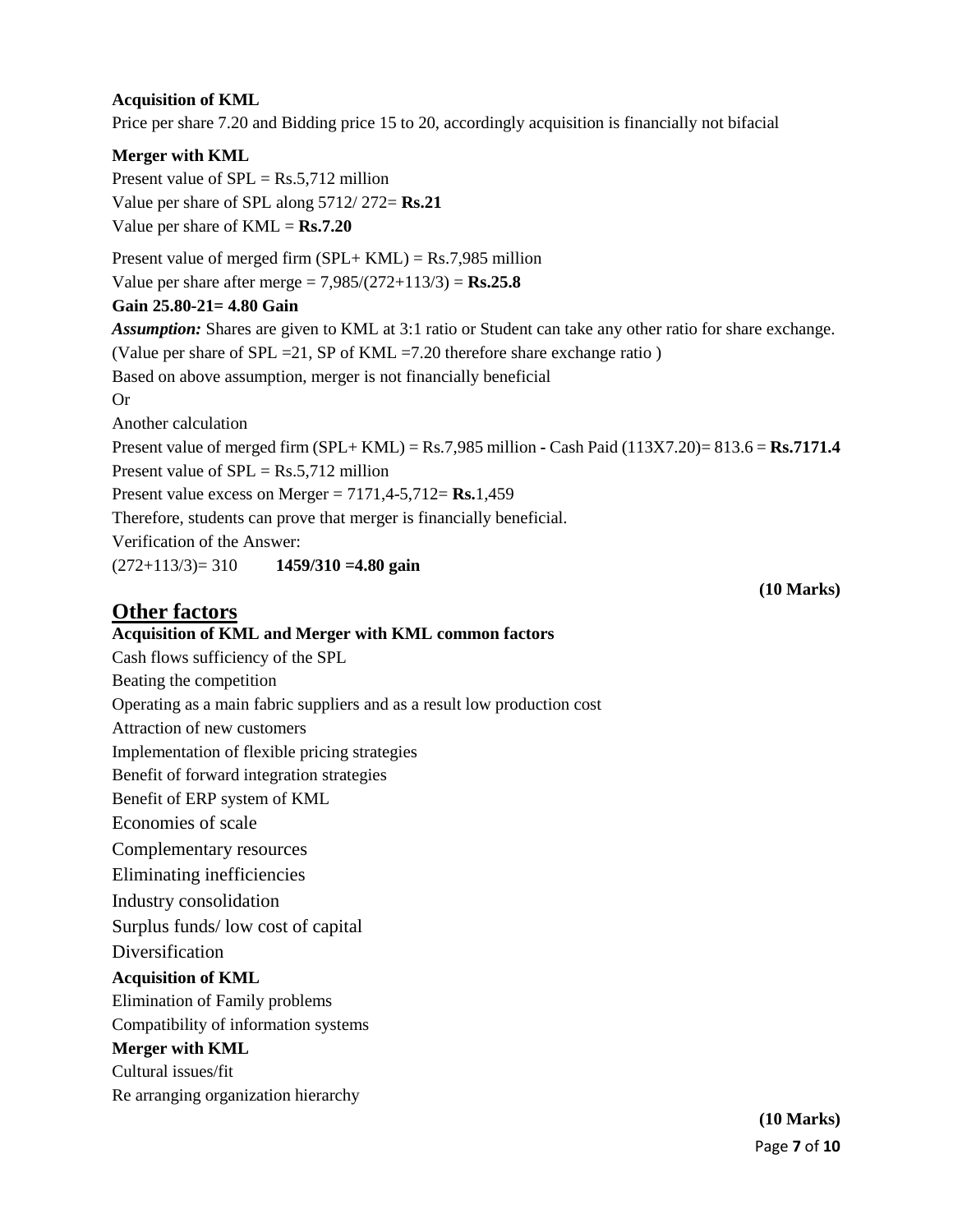**Acquisition of KML**

Price per share 7.20 and Bidding price 15 to 20, accordingly acquisition is financially not bifacial

**Merger with KML**

Present value of SPL = Rs.5,712 million

Value per share of SPL along 5712/ 272= **Rs.21**

Value per share of KML = **Rs.7.20**

Present value of merged firm (SPL+ KML) = Rs.7,985 million

Value per share after merge = 7,985/(272+113/3) = **Rs.25.8**

**Gain 25.80-21= 4.80 Gain**

***Assumption:*** Shares are given to KML at 3:1 ratio or Student can take any other ratio for share exchange.

(Value per share of SPL =21, SP of KML =7.20 therefore share exchange ratio )

Based on above assumption, merger is not financially beneficial

Or

Another calculation

Present value of merged firm (SPL+ KML) = Rs.7,985 million - Cash Paid (113X7.20)= 813.6 = **Rs.7171.4**

Present value of SPL = Rs.5,712 million

Present value excess on Merger = 7171,4-5,712= **Rs.**1,459

Therefore, students can prove that merger is financially beneficial.

Verification of the Answer:

(272+113/3)= 310 **1459/310 =4.80 gain**

**(10 Marks)**

## Other factors

**Acquisition of KML and Merger with KML common factors**

Cash flows sufficiency of the SPL

Beating the competition

Operating as a main fabric suppliers and as a result low production cost

Attraction of new customers

Implementation of flexible pricing strategies

Benefit of forward integration strategies

Benefit of ERP system of KML

Economies of scale

Complementary resources

Eliminating inefficiencies

Industry consolidation

Surplus funds/ low cost of capital

Diversification

**Acquisition of KML**

Elimination of Family problems

Compatibility of information systems

**Merger with KML**

Cultural issues/fit

Re arranging organization hierarchy

**(10 Marks)**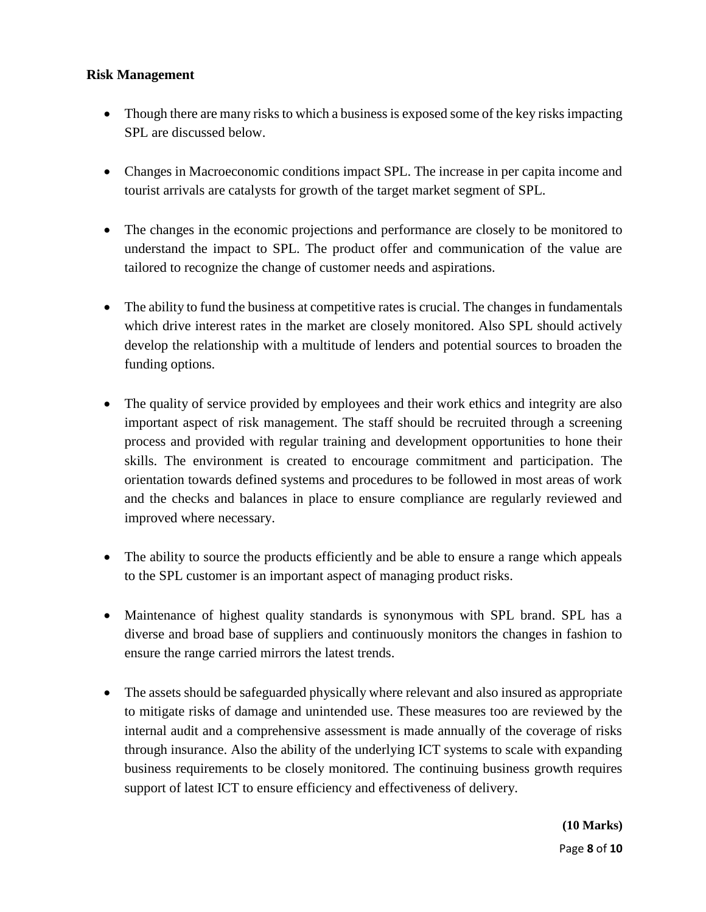**Risk Management**

- Though there are many risks to which a business is exposed some of the key risks impacting SPL are discussed below.

- Changes in Macroeconomic conditions impact SPL. The increase in per capita income and tourist arrivals are catalysts for growth of the target market segment of SPL.

- The changes in the economic projections and performance are closely to be monitored to understand the impact to SPL. The product offer and communication of the value are tailored to recognize the change of customer needs and aspirations.

- The ability to fund the business at competitive rates is crucial. The changes in fundamentals which drive interest rates in the market are closely monitored. Also SPL should actively develop the relationship with a multitude of lenders and potential sources to broaden the funding options.

- The quality of service provided by employees and their work ethics and integrity are also important aspect of risk management. The staff should be recruited through a screening process and provided with regular training and development opportunities to hone their skills. The environment is created to encourage commitment and participation. The orientation towards defined systems and procedures to be followed in most areas of work and the checks and balances in place to ensure compliance are regularly reviewed and improved where necessary.

- The ability to source the products efficiently and be able to ensure a range which appeals to the SPL customer is an important aspect of managing product risks.

- Maintenance of highest quality standards is synonymous with SPL brand. SPL has a diverse and broad base of suppliers and continuously monitors the changes in fashion to ensure the range carried mirrors the latest trends.

- The assets should be safeguarded physically where relevant and also insured as appropriate to mitigate risks of damage and unintended use. These measures too are reviewed by the internal audit and a comprehensive assessment is made annually of the coverage of risks through insurance. Also the ability of the underlying ICT systems to scale with expanding business requirements to be closely monitored. The continuing business growth requires support of latest ICT to ensure efficiency and effectiveness of delivery.

**(10 Marks)**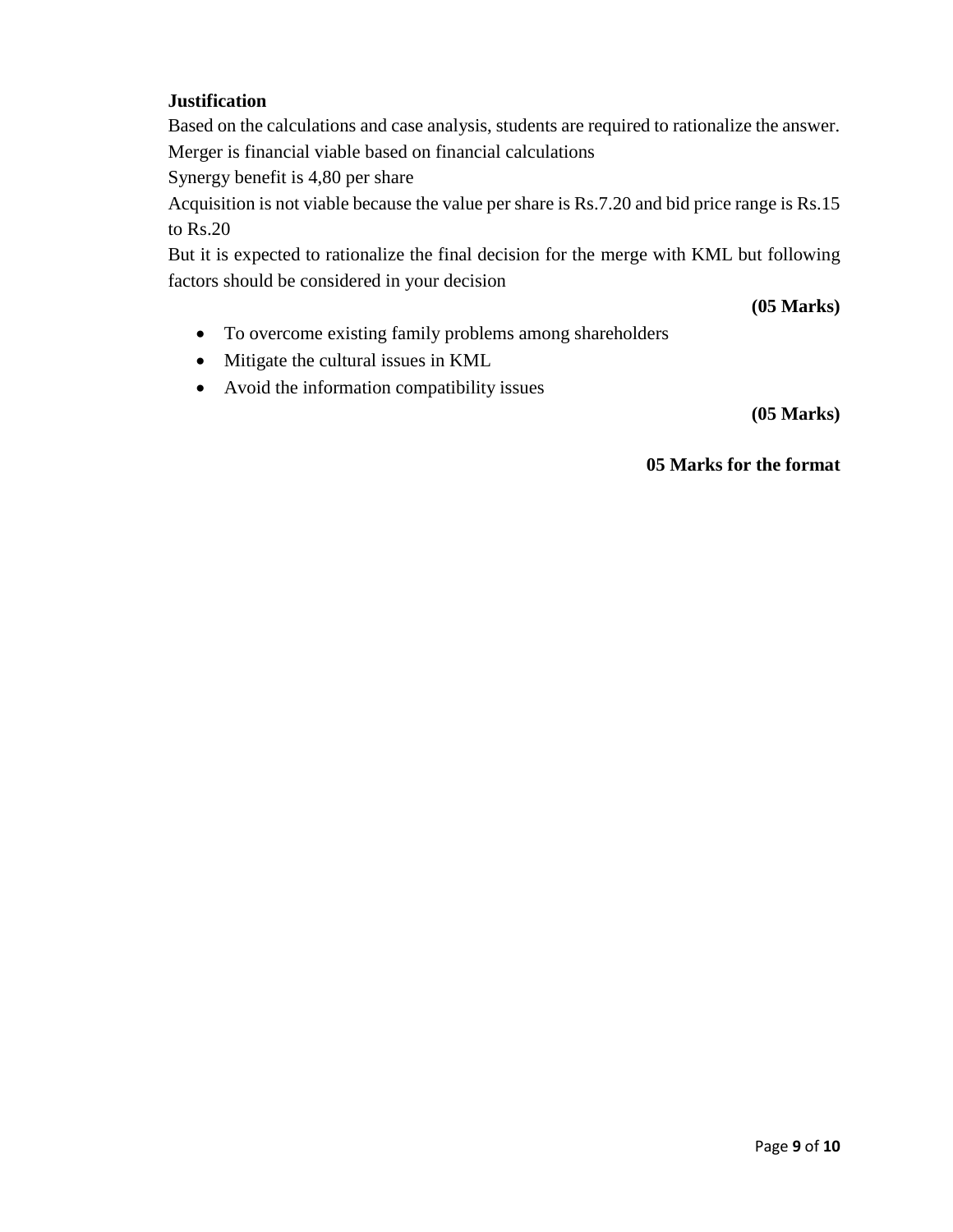**Justification**

Based on the calculations and case analysis, students are required to rationalize the answer.
Merger is financial viable based on financial calculations
Synergy benefit is 4,80 per share
Acquisition is not viable because the value per share is Rs.7.20 and bid price range is Rs.15 to Rs.20
But it is expected to rationalize the final decision for the merge with KML but following factors should be considered in your decision

**(05 Marks)**

- To overcome existing family problems among shareholders
- Mitigate the cultural issues in KML
- Avoid the information compatibility issues

**(05 Marks)**

**05 Marks for the format**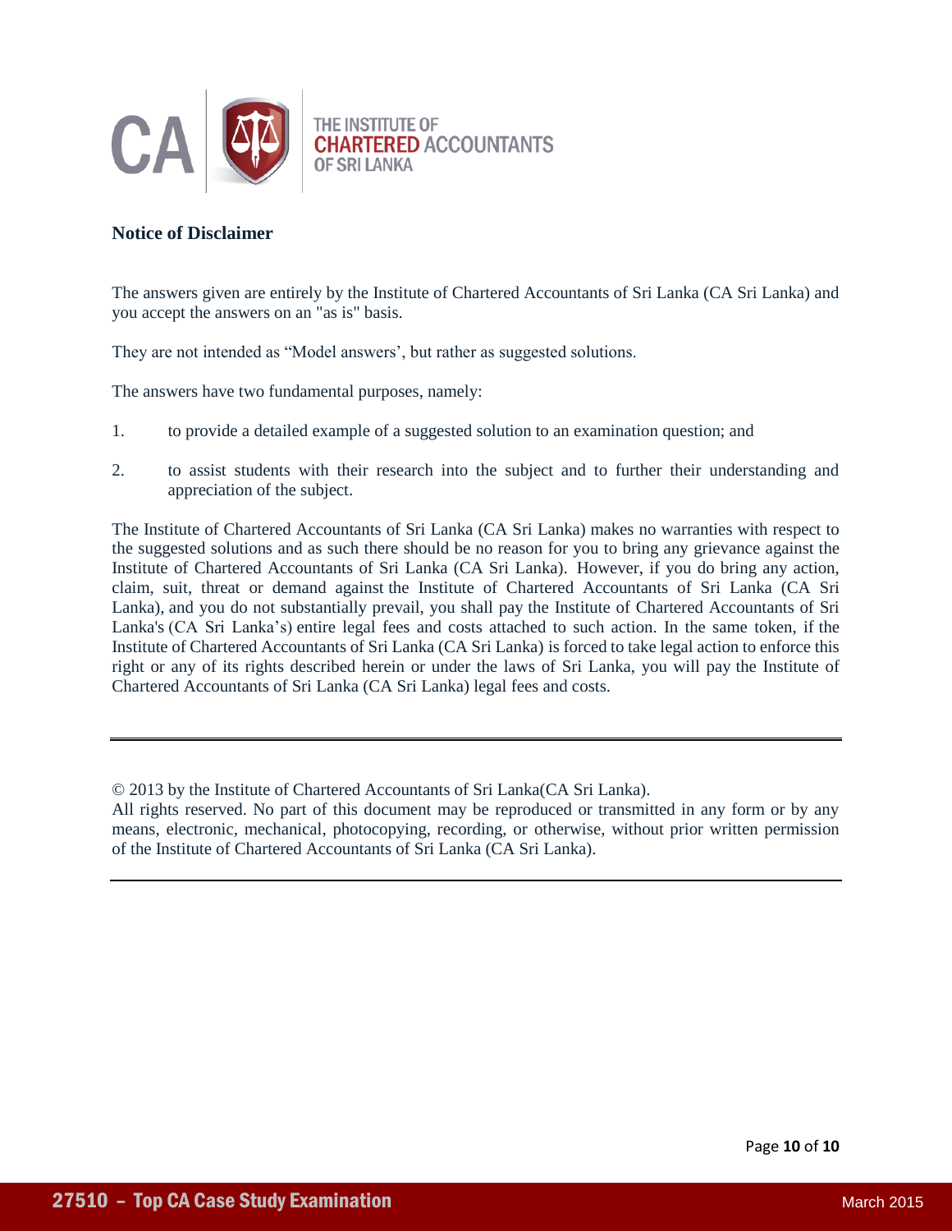THE INSTITUTE OF CHARTERED ACCOUNTANTS OF SRI LANKA

**Notice of Disclaimer**

The answers given are entirely by the Institute of Chartered Accountants of Sri Lanka (CA Sri Lanka) and you accept the answers on an "as is" basis.

They are not intended as "Model answers', but rather as suggested solutions.

The answers have two fundamental purposes, namely:

1. to provide a detailed example of a suggested solution to an examination question; and

2. to assist students with their research into the subject and to further their understanding and appreciation of the subject.

The Institute of Chartered Accountants of Sri Lanka (CA Sri Lanka) makes no warranties with respect to the suggested solutions and as such there should be no reason for you to bring any grievance against the Institute of Chartered Accountants of Sri Lanka (CA Sri Lanka). However, if you do bring any action, claim, suit, threat or demand against the Institute of Chartered Accountants of Sri Lanka (CA Sri Lanka), and you do not substantially prevail, you shall pay the Institute of Chartered Accountants of Sri Lanka's (CA Sri Lanka's) entire legal fees and costs attached to such action. In the same token, if the Institute of Chartered Accountants of Sri Lanka (CA Sri Lanka) is forced to take legal action to enforce this right or any of its rights described herein or under the laws of Sri Lanka, you will pay the Institute of Chartered Accountants of Sri Lanka (CA Sri Lanka) legal fees and costs.

---

© 2013 by the Institute of Chartered Accountants of Sri Lanka(CA Sri Lanka).
All rights reserved. No part of this document may be reproduced or transmitted in any form or by any means, electronic, mechanical, photocopying, recording, or otherwise, without prior written permission of the Institute of Chartered Accountants of Sri Lanka (CA Sri Lanka).

---